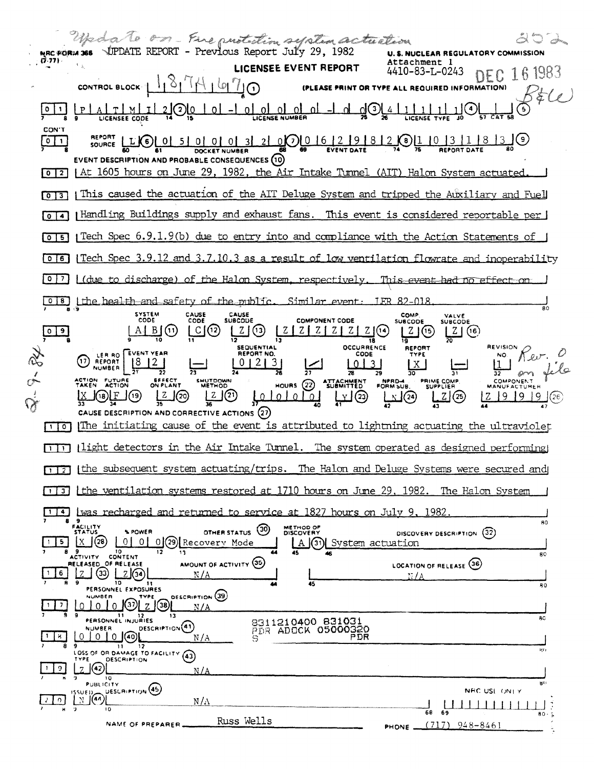*Update on - Fire protection system actuation* 252

NRC FORM 366 (7-77) UPDATE REPORT - Previous Report July 29, 1982

U.S. NUCLEAR REGULATORY COMMISSION

# LICENSEE EVENT REPORT

Attachment 1
4410-83-L-0243 DEC 16 1983

CONTROL BLOCK: 1 8 7 4 6 7 (1) (PLEASE PRINT OR TYPE ALL REQUIRED INFORMATION) *B&W*

01 | LICENSEE CODE: P A T M I 2 (2) | LICENSE NUMBER: 0 0 - 0 0 0 0 0 - 0 0 (3) | LICENSE TYPE: 4 1 1 1 1 (4) | CAT (5)

CON'T 01 | REPORT SOURCE: L (6) | DOCKET NUMBER: 0 5 0 0 0 3 2 0 (7) | EVENT DATE: 0 6 2 9 8 2 (8) | REPORT DATE: 1 0 3 1 8 3 (9)

**EVENT DESCRIPTION AND PROBABLE CONSEQUENCES (10)**

At 1605 hours on June 29, 1982, the Air Intake Tunnel (AIT) Halon System actuated. This caused the actuation of the AIT Deluge System and tripped the Auxiliary and Fuel Handling Buildings supply and exhaust fans. This event is considered reportable per Tech Spec 6.9.1.9(b) due to entry into and compliance with the Action Statements of Tech Spec 3.9.12 and 3.7.10.3 as a result of low ventilation flowrate and inoperability (due to discharge) of the Halon System, respectively. ~~This event had no effect on the health and safety of the public.~~ Similar event: LER 82-018.

09 | SYSTEM CODE: A B (11) | CAUSE CODE: C (12) | CAUSE SUBCODE: Z (13) | COMPONENT CODE: Z Z Z Z Z Z (14) | COMP. SUBCODE: Z (15) | VALVE SUBCODE: Z (16)

(17) LER RO REPORT NUMBER | EVENT YEAR: 8 2 | — | SEQUENTIAL REPORT NO.: 0 2 3 | / | OCCURRENCE CODE: 0 3 | REPORT TYPE: X | — | REVISION NO.: 1 *Rev. 0 on file*

*2-9-84*

ACTION TAKEN: X (18) | FUTURE ACTION: F (19) | EFFECT ON PLANT: Z (20) | SHUTDOWN METHOD: Z (21) | HOURS (22): 0 0 0 0 | ATTACHMENT SUBMITTED: Y (23) | NPRD-4 FORM SUB.: N (24) | PRIME COMP. SUPPLIER: Z (25) | COMPONENT MANUFACTURER: Z 9 9 9 (26)

**CAUSE DESCRIPTION AND CORRECTIVE ACTIONS (27)**

The initiating cause of the event is attributed to lightning actuating the ultraviolet light detectors in the Air Intake Tunnel. The system operated as designed performing the subsequent system actuating/trips. The Halon and Deluge Systems were secured and the ventilation systems restored at 1710 hours on June 29, 1982. The Halon System was recharged and returned to service at 1827 hours on July 9, 1982.

15 | FACILITY STATUS: X (28) | % POWER: 0 0 0 (29) | OTHER STATUS (30): Recovery Mode | METHOD OF DISCOVERY: A (31) | DISCOVERY DESCRIPTION (32): System actuation

16 | ACTIVITY RELEASED OF RELEASE: Z (33) | CONTENT: Z (34) | AMOUNT OF ACTIVITY (35): N/A | LOCATION OF RELEASE (36): N/A

PERSONNEL EXPOSURES

17 | NUMBER: 0 0 0 (37) | TYPE: Z (38) | DESCRIPTION (39): N/A

PERSONNEL INJURIES

18 | NUMBER: 0 0 0 (40) | DESCRIPTION (41): N/A

8311210400 831031
PDR ADOCK 05000320
S PDR

LOSS OF OR DAMAGE TO FACILITY (43)

19 | TYPE: Z (42) | DESCRIPTION: N/A

PUBLICITY

20 | ISSUED: N (44) | DESCRIPTION (45): N/A | NRC USE ONLY

NAME OF PREPARER: Russ Wells | PHONE: (717) 948-8461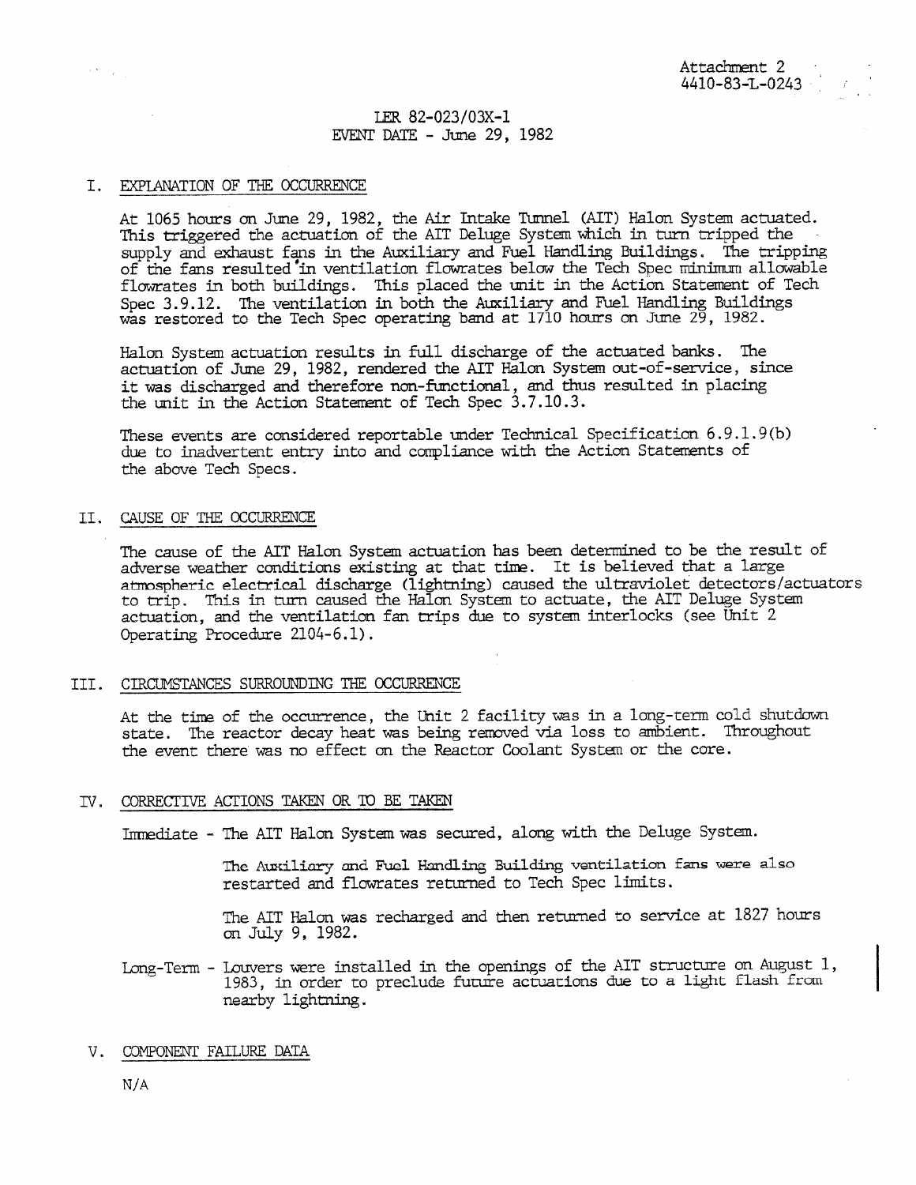Attachment 2
4410-83-L-0243

LER 82-023/03X-1
EVENT DATE - June 29, 1982

## I. EXPLANATION OF THE OCCURRENCE

At 1065 hours on June 29, 1982, the Air Intake Tunnel (AIT) Halon System actuated. This triggered the actuation of the AIT Deluge System which in turn tripped the supply and exhaust fans in the Auxiliary and Fuel Handling Buildings. The tripping of the fans resulted in ventilation flowrates below the Tech Spec minimum allowable flowrates in both buildings. This placed the unit in the Action Statement of Tech Spec 3.9.12. The ventilation in both the Auxiliary and Fuel Handling Buildings was restored to the Tech Spec operating band at 1710 hours on June 29, 1982.

Halon System actuation results in full discharge of the actuated banks. The actuation of June 29, 1982, rendered the AIT Halon System out-of-service, since it was discharged and therefore non-functional, and thus resulted in placing the unit in the Action Statement of Tech Spec 3.7.10.3.

These events are considered reportable under Technical Specification 6.9.1.9(b) due to inadvertent entry into and compliance with the Action Statements of the above Tech Specs.

## II. CAUSE OF THE OCCURRENCE

The cause of the AIT Halon System actuation has been determined to be the result of adverse weather conditions existing at that time. It is believed that a large atmospheric electrical discharge (lightning) caused the ultraviolet detectors/actuators to trip. This in turn caused the Halon System to actuate, the AIT Deluge System actuation, and the ventilation fan trips due to system interlocks (see Unit 2 Operating Procedure 2104-6.1).

## III. CIRCUMSTANCES SURROUNDING THE OCCURRENCE

At the time of the occurrence, the Unit 2 facility was in a long-term cold shutdown state. The reactor decay heat was being removed via loss to ambient. Throughout the event there was no effect on the Reactor Coolant System or the core.

## IV. CORRECTIVE ACTIONS TAKEN OR TO BE TAKEN

Immediate - The AIT Halon System was secured, along with the Deluge System.

The Auxiliary and Fuel Handling Building ventilation fans were also restarted and flowrates returned to Tech Spec limits.

The AIT Halon was recharged and then returned to service at 1827 hours on July 9, 1982.

Long-Term - Louvers were installed in the openings of the AIT structure on August 1, 1983, in order to preclude future actuations due to a light flash from nearby lightning.

## V. COMPONENT FAILURE DATA

N/A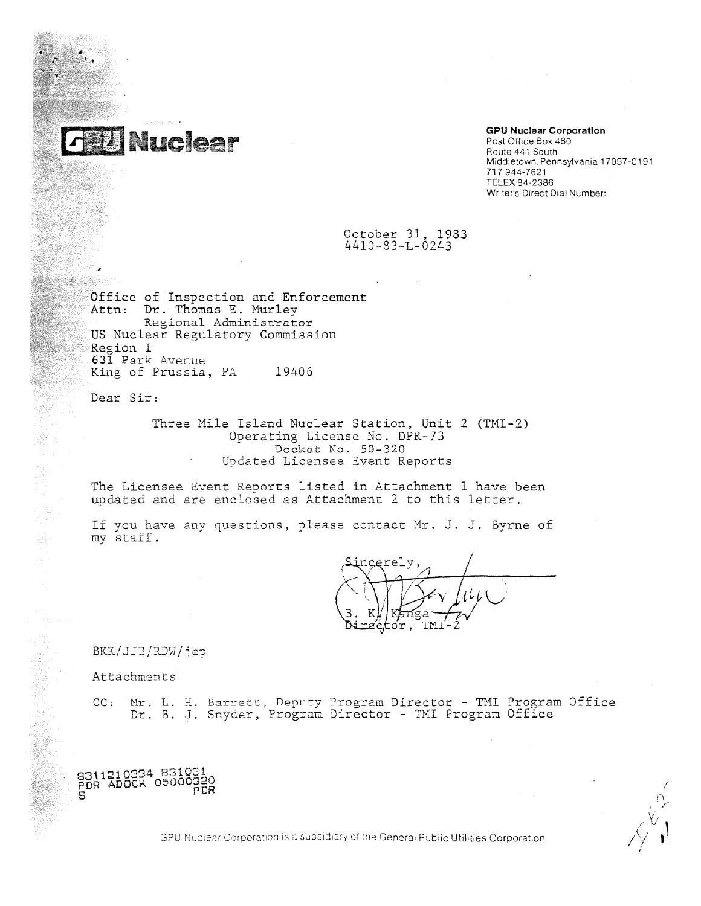**GPU Nuclear**

**GPU Nuclear Corporation**
Post Office Box 480
Route 441 South
Middletown, Pennsylvania 17057-0191
717 944-7621
TELEX 84-2386
Writer's Direct Dial Number:

October 31, 1983
4410-83-L-0243

Office of Inspection and Enforcement
Attn: Dr. Thomas E. Murley
Regional Administrator
US Nuclear Regulatory Commission
Region I
631 Park Avenue
King of Prussia, PA 19406

Dear Sir:

Three Mile Island Nuclear Station, Unit 2 (TMI-2)
Operating License No. DPR-73
Docket No. 50-320
Updated Licensee Event Reports

The Licensee Event Reports listed in Attachment 1 have been updated and are enclosed as Attachment 2 to this letter.

If you have any questions, please contact Mr. J. J. Byrne of my staff.

Sincerely,

B. K. Kanga
Director, TMI-2

BKK/JJB/RDW/jep

Attachments

CC: Mr. L. H. Barrett, Deputy Program Director - TMI Program Office
Dr. B. J. Snyder, Program Director - TMI Program Office

8311210334 831031
PDR ADOCK 05000320
S PDR

GPU Nuclear Corporation is a subsidiary of the General Public Utilities Corporation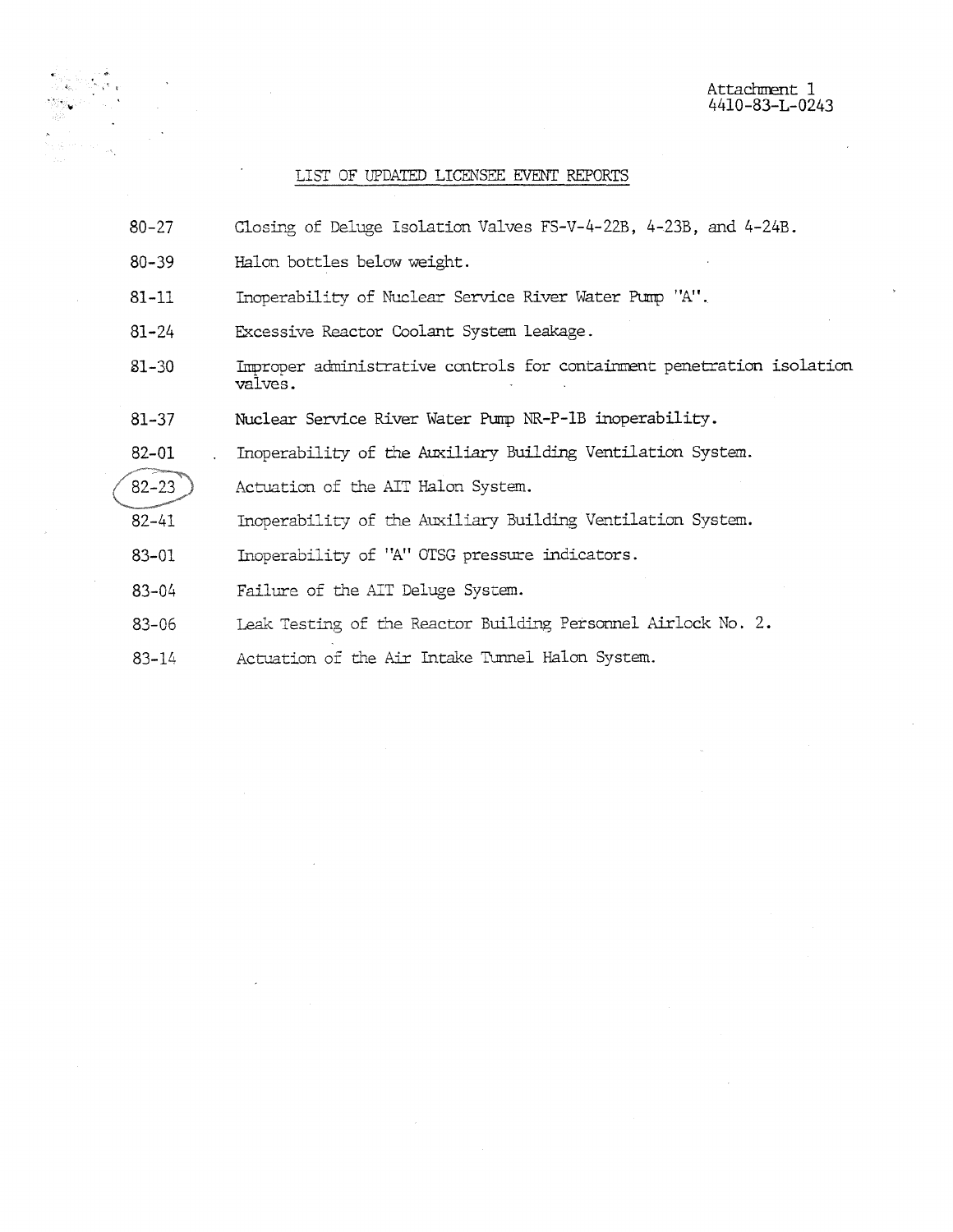Attachment 1
4410-83-L-0243

## LIST OF UPDATED LICENSEE EVENT REPORTS

| | |
|---|---|
| 80-27 | Closing of Deluge Isolation Valves FS-V-4-22B, 4-23B, and 4-24B. |
| 80-39 | Halon bottles below weight. |
| 81-11 | Inoperability of Nuclear Service River Water Pump "A". |
| 81-24 | Excessive Reactor Coolant System leakage. |
| 81-30 | Improper administrative controls for containment penetration isolation valves. |
| 81-37 | Nuclear Service River Water Pump NR-P-1B inoperability. |
| 82-01 | Inoperability of the Auxiliary Building Ventilation System. |
| 82-23 | Actuation of the AIT Halon System. |
| 82-41 | Inoperability of the Auxiliary Building Ventilation System. |
| 83-01 | Inoperability of "A" OTSG pressure indicators. |
| 83-04 | Failure of the AIT Deluge System. |
| 83-06 | Leak Testing of the Reactor Building Personnel Airlock No. 2. |
| 83-14 | Actuation of the Air Intake Tunnel Halon System. |